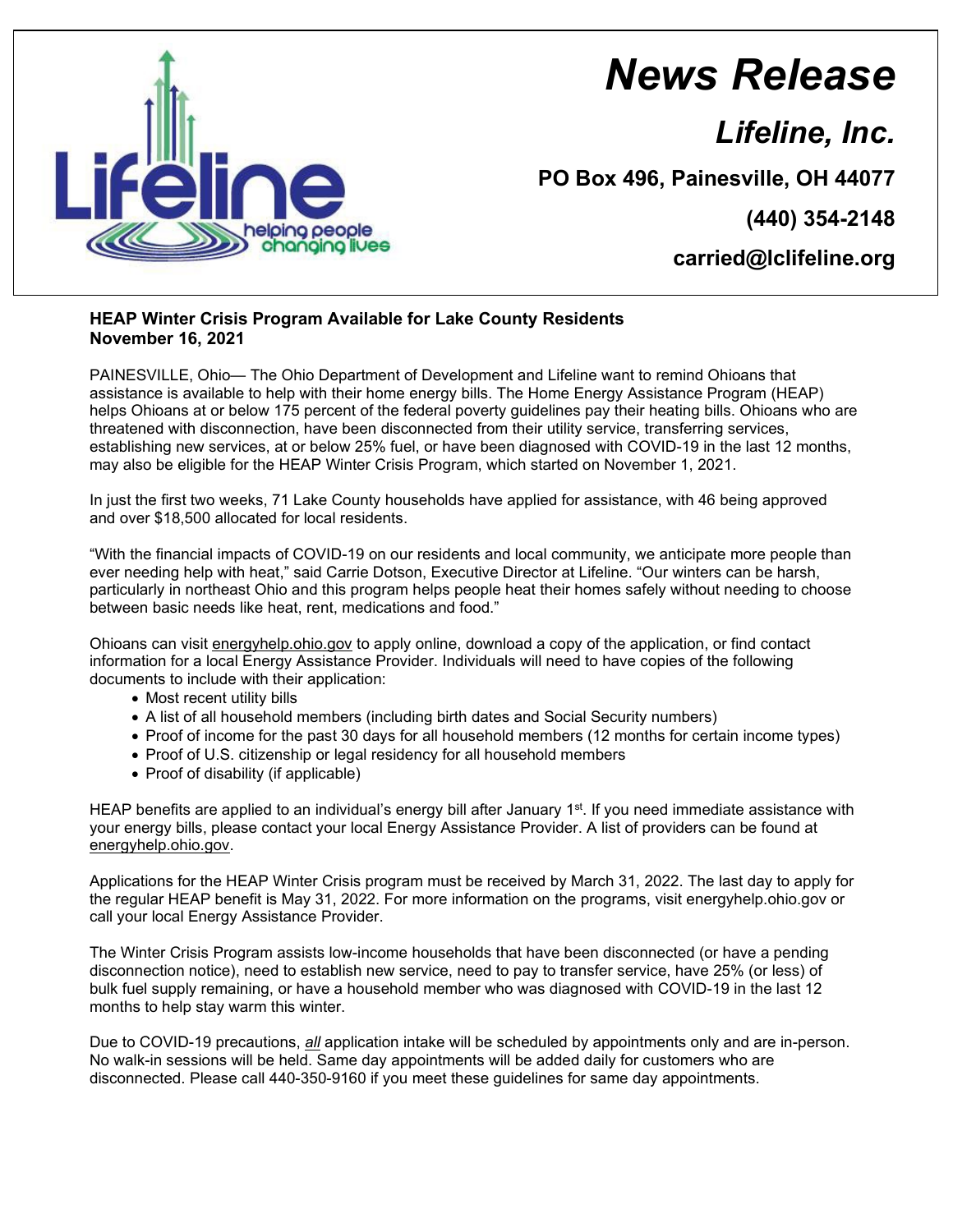# News Release

## Lifeline, Inc.

**PO Box 496, Painesville, OH 44077**

**(440) 354-2148**

**carried@lclifeline.org**

**HEAP Winter Crisis Program Available for Lake County Residents**
**November 16, 2021**

PAINESVILLE, Ohio— The Ohio Department of Development and Lifeline want to remind Ohioans that assistance is available to help with their home energy bills. The Home Energy Assistance Program (HEAP) helps Ohioans at or below 175 percent of the federal poverty guidelines pay their heating bills. Ohioans who are threatened with disconnection, have been disconnected from their utility service, transferring services, establishing new services, at or below 25% fuel, or have been diagnosed with COVID-19 in the last 12 months, may also be eligible for the HEAP Winter Crisis Program, which started on November 1, 2021.

In just the first two weeks, 71 Lake County households have applied for assistance, with 46 being approved and over $18,500 allocated for local residents.

"With the financial impacts of COVID-19 on our residents and local community, we anticipate more people than ever needing help with heat," said Carrie Dotson, Executive Director at Lifeline. "Our winters can be harsh, particularly in northeast Ohio and this program helps people heat their homes safely without needing to choose between basic needs like heat, rent, medications and food."

Ohioans can visit energyhelp.ohio.gov to apply online, download a copy of the application, or find contact information for a local Energy Assistance Provider. Individuals will need to have copies of the following documents to include with their application:

- Most recent utility bills
- A list of all household members (including birth dates and Social Security numbers)
- Proof of income for the past 30 days for all household members (12 months for certain income types)
- Proof of U.S. citizenship or legal residency for all household members
- Proof of disability (if applicable)

HEAP benefits are applied to an individual's energy bill after January 1st. If you need immediate assistance with your energy bills, please contact your local Energy Assistance Provider. A list of providers can be found at energyhelp.ohio.gov.

Applications for the HEAP Winter Crisis program must be received by March 31, 2022. The last day to apply for the regular HEAP benefit is May 31, 2022. For more information on the programs, visit energyhelp.ohio.gov or call your local Energy Assistance Provider.

The Winter Crisis Program assists low-income households that have been disconnected (or have a pending disconnection notice), need to establish new service, need to pay to transfer service, have 25% (or less) of bulk fuel supply remaining, or have a household member who was diagnosed with COVID-19 in the last 12 months to help stay warm this winter.

Due to COVID-19 precautions, ***all*** application intake will be scheduled by appointments only and are in-person. No walk-in sessions will be held. Same day appointments will be added daily for customers who are disconnected. Please call 440-350-9160 if you meet these guidelines for same day appointments.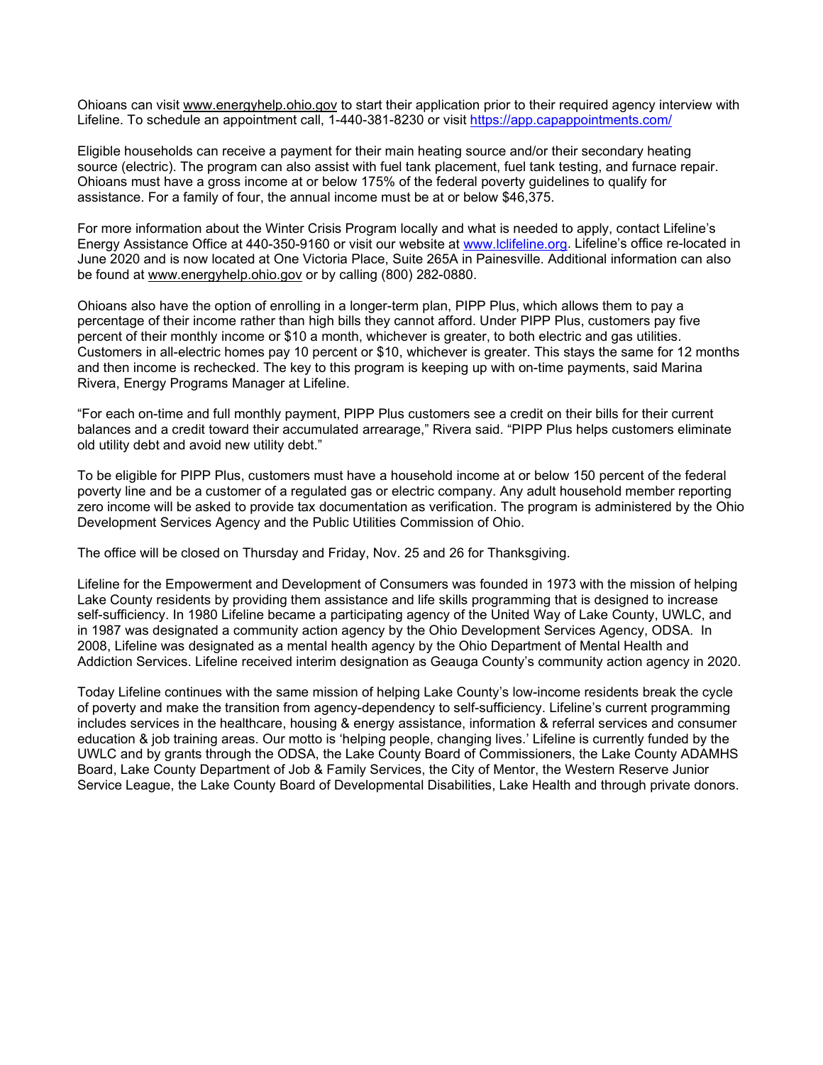Ohioans can visit www.energyhelp.ohio.gov to start their application prior to their required agency interview with Lifeline. To schedule an appointment call, 1-440-381-8230 or visit https://app.capappointments.com/

Eligible households can receive a payment for their main heating source and/or their secondary heating source (electric). The program can also assist with fuel tank placement, fuel tank testing, and furnace repair. Ohioans must have a gross income at or below 175% of the federal poverty guidelines to qualify for assistance. For a family of four, the annual income must be at or below $46,375.

For more information about the Winter Crisis Program locally and what is needed to apply, contact Lifeline's Energy Assistance Office at 440-350-9160 or visit our website at www.lclifeline.org. Lifeline's office re-located in June 2020 and is now located at One Victoria Place, Suite 265A in Painesville. Additional information can also be found at www.energyhelp.ohio.gov or by calling (800) 282-0880.

Ohioans also have the option of enrolling in a longer-term plan, PIPP Plus, which allows them to pay a percentage of their income rather than high bills they cannot afford. Under PIPP Plus, customers pay five percent of their monthly income or $10 a month, whichever is greater, to both electric and gas utilities. Customers in all-electric homes pay 10 percent or $10, whichever is greater. This stays the same for 12 months and then income is rechecked. The key to this program is keeping up with on-time payments, said Marina Rivera, Energy Programs Manager at Lifeline.

"For each on-time and full monthly payment, PIPP Plus customers see a credit on their bills for their current balances and a credit toward their accumulated arrearage," Rivera said. "PIPP Plus helps customers eliminate old utility debt and avoid new utility debt."

To be eligible for PIPP Plus, customers must have a household income at or below 150 percent of the federal poverty line and be a customer of a regulated gas or electric company. Any adult household member reporting zero income will be asked to provide tax documentation as verification. The program is administered by the Ohio Development Services Agency and the Public Utilities Commission of Ohio.

The office will be closed on Thursday and Friday, Nov. 25 and 26 for Thanksgiving.

Lifeline for the Empowerment and Development of Consumers was founded in 1973 with the mission of helping Lake County residents by providing them assistance and life skills programming that is designed to increase self-sufficiency. In 1980 Lifeline became a participating agency of the United Way of Lake County, UWLC, and in 1987 was designated a community action agency by the Ohio Development Services Agency, ODSA. In 2008, Lifeline was designated as a mental health agency by the Ohio Department of Mental Health and Addiction Services. Lifeline received interim designation as Geauga County's community action agency in 2020.

Today Lifeline continues with the same mission of helping Lake County's low-income residents break the cycle of poverty and make the transition from agency-dependency to self-sufficiency. Lifeline's current programming includes services in the healthcare, housing & energy assistance, information & referral services and consumer education & job training areas. Our motto is 'helping people, changing lives.' Lifeline is currently funded by the UWLC and by grants through the ODSA, the Lake County Board of Commissioners, the Lake County ADAMHS Board, Lake County Department of Job & Family Services, the City of Mentor, the Western Reserve Junior Service League, the Lake County Board of Developmental Disabilities, Lake Health and through private donors.